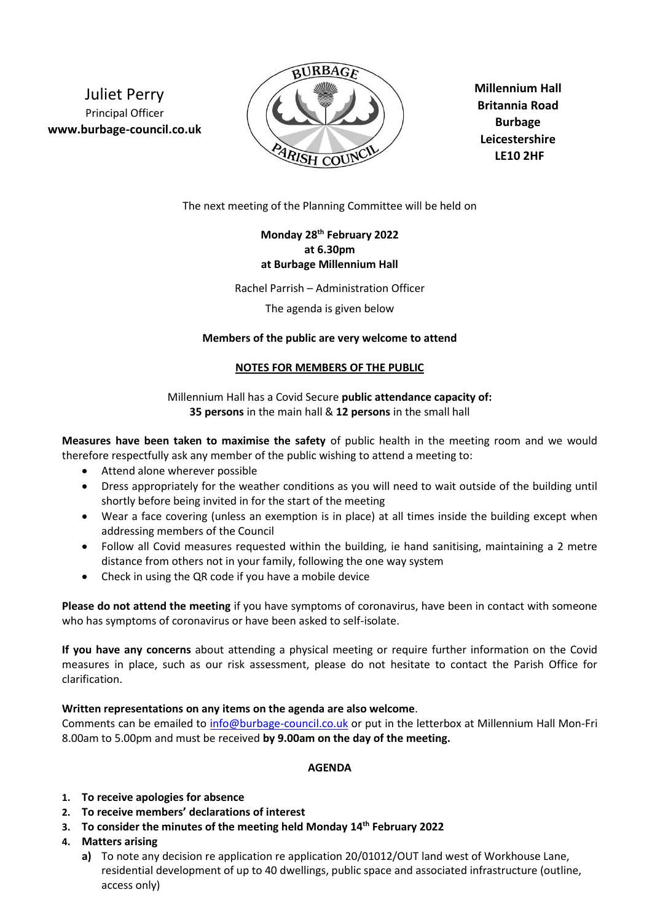Juliet Perry
Principal Officer
**www.burbage-council.co.uk**

**Millennium Hall**
**Britannia Road**
**Burbage**
**Leicestershire**
**LE10 2HF**

The next meeting of the Planning Committee will be held on

**Monday 28th February 2022**
**at 6.30pm**
**at Burbage Millennium Hall**

Rachel Parrish – Administration Officer

The agenda is given below

**Members of the public are very welcome to attend**

## NOTES FOR MEMBERS OF THE PUBLIC

Millennium Hall has a Covid Secure **public attendance capacity of:**
**35 persons** in the main hall & **12 persons** in the small hall

**Measures have been taken to maximise the safety** of public health in the meeting room and we would therefore respectfully ask any member of the public wishing to attend a meeting to:

- Attend alone wherever possible
- Dress appropriately for the weather conditions as you will need to wait outside of the building until shortly before being invited in for the start of the meeting
- Wear a face covering (unless an exemption is in place) at all times inside the building except when addressing members of the Council
- Follow all Covid measures requested within the building, ie hand sanitising, maintaining a 2 metre distance from others not in your family, following the one way system
- Check in using the QR code if you have a mobile device

**Please do not attend the meeting** if you have symptoms of coronavirus, have been in contact with someone who has symptoms of coronavirus or have been asked to self-isolate.

**If you have any concerns** about attending a physical meeting or require further information on the Covid measures in place, such as our risk assessment, please do not hesitate to contact the Parish Office for clarification.

**Written representations on any items on the agenda are also welcome**.
Comments can be emailed to info@burbage-council.co.uk or put in the letterbox at Millennium Hall Mon-Fri 8.00am to 5.00pm and must be received **by 9.00am on the day of the meeting.**

## AGENDA

1. **To receive apologies for absence**
2. **To receive members' declarations of interest**
3. **To consider the minutes of the meeting held Monday 14th February 2022**
4. **Matters arising**
   a) To note any decision re application re application 20/01012/OUT land west of Workhouse Lane, residential development of up to 40 dwellings, public space and associated infrastructure (outline, access only)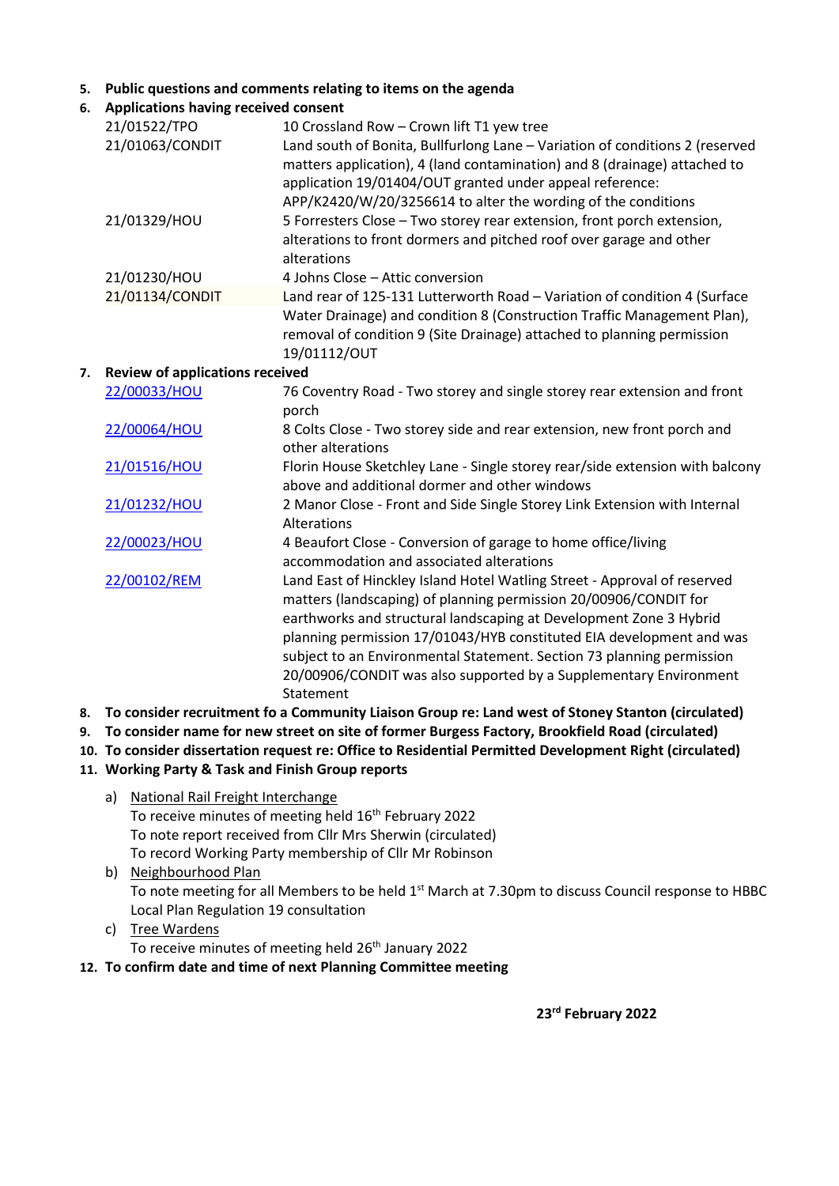5. **Public questions and comments relating to items on the agenda**
6. **Applications having received consent**

| | |
|---|---|
| 21/01522/TPO | 10 Crossland Row – Crown lift T1 yew tree |
| 21/01063/CONDIT | Land south of Bonita, Bullfurlong Lane – Variation of conditions 2 (reserved matters application), 4 (land contamination) and 8 (drainage) attached to application 19/01404/OUT granted under appeal reference: APP/K2420/W/20/3256614 to alter the wording of the conditions |
| 21/01329/HOU | 5 Forresters Close – Two storey rear extension, front porch extension, alterations to front dormers and pitched roof over garage and other alterations |
| 21/01230/HOU | 4 Johns Close – Attic conversion |
| 21/01134/CONDIT | Land rear of 125-131 Lutterworth Road – Variation of condition 4 (Surface Water Drainage) and condition 8 (Construction Traffic Management Plan), removal of condition 9 (Site Drainage) attached to planning permission 19/01112/OUT |

7. **Review of applications received**

| | |
|---|---|
| 22/00033/HOU | 76 Coventry Road - Two storey and single storey rear extension and front porch |
| 22/00064/HOU | 8 Colts Close - Two storey side and rear extension, new front porch and other alterations |
| 21/01516/HOU | Florin House Sketchley Lane - Single storey rear/side extension with balcony above and additional dormer and other windows |
| 21/01232/HOU | 2 Manor Close - Front and Side Single Storey Link Extension with Internal Alterations |
| 22/00023/HOU | 4 Beaufort Close - Conversion of garage to home office/living accommodation and associated alterations |
| 22/00102/REM | Land East of Hinckley Island Hotel Watling Street - Approval of reserved matters (landscaping) of planning permission 20/00906/CONDIT for earthworks and structural landscaping at Development Zone 3 Hybrid planning permission 17/01043/HYB constituted EIA development and was subject to an Environmental Statement. Section 73 planning permission 20/00906/CONDIT was also supported by a Supplementary Environment Statement |

8. **To consider recruitment fo a Community Liaison Group re: Land west of Stoney Stanton (circulated)**
9. **To consider name for new street on site of former Burgess Factory, Brookfield Road (circulated)**
10. **To consider dissertation request re: Office to Residential Permitted Development Right (circulated)**
11. **Working Party & Task and Finish Group reports**

    a) National Rail Freight Interchange
    To receive minutes of meeting held 16th February 2022
    To note report received from Cllr Mrs Sherwin (circulated)
    To record Working Party membership of Cllr Mr Robinson

    b) Neighbourhood Plan
    To note meeting for all Members to be held 1st March at 7.30pm to discuss Council response to HBBC Local Plan Regulation 19 consultation

    c) Tree Wardens
    To receive minutes of meeting held 26th January 2022

12. **To confirm date and time of next Planning Committee meeting**

**23rd February 2022**